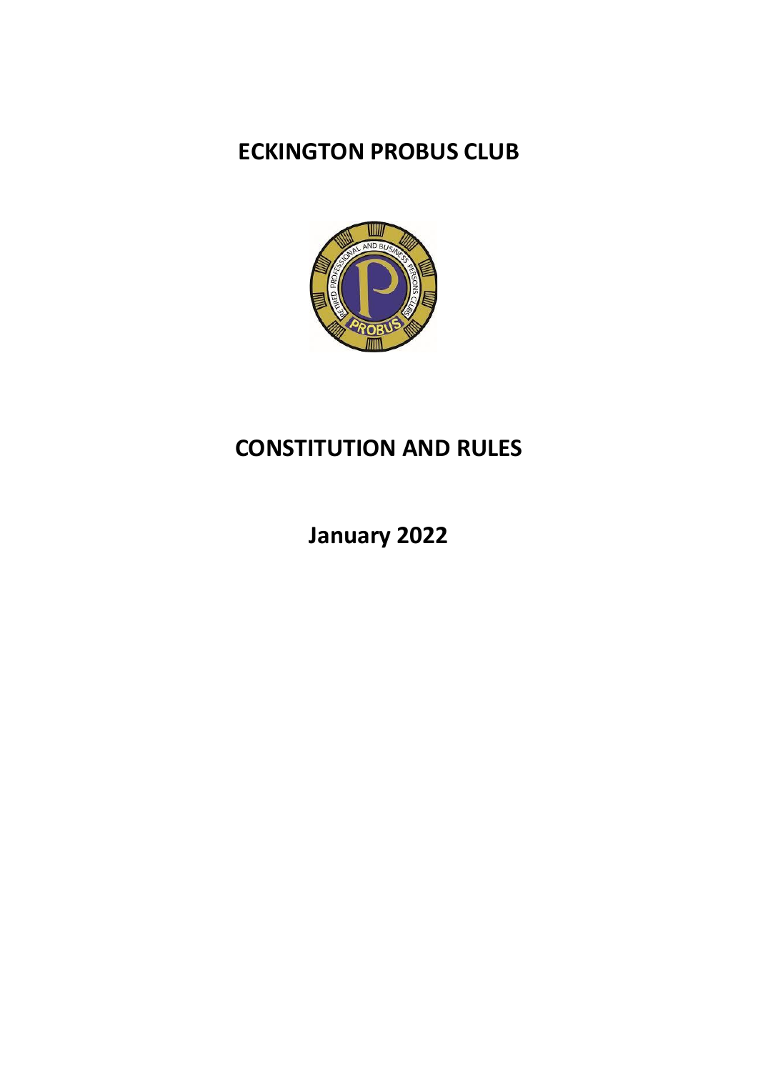# ECKINGTON PROBUS CLUB

# CONSTITUTION AND RULES

**January 2022**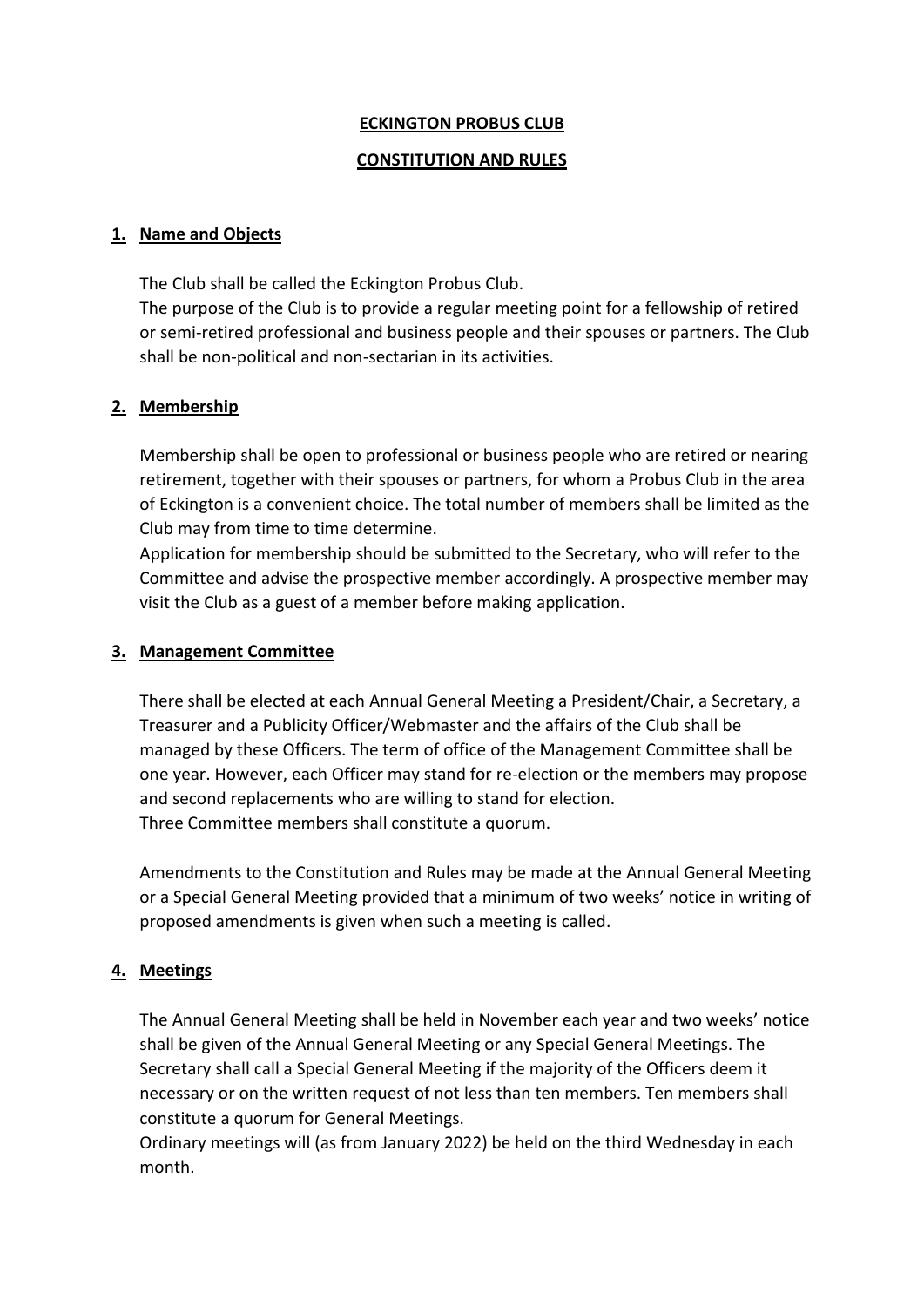# ECKINGTON PROBUS CLUB

## CONSTITUTION AND RULES

### 1. Name and Objects

The Club shall be called the Eckington Probus Club.
The purpose of the Club is to provide a regular meeting point for a fellowship of retired or semi-retired professional and business people and their spouses or partners. The Club shall be non-political and non-sectarian in its activities.

### 2. Membership

Membership shall be open to professional or business people who are retired or nearing retirement, together with their spouses or partners, for whom a Probus Club in the area of Eckington is a convenient choice. The total number of members shall be limited as the Club may from time to time determine.
Application for membership should be submitted to the Secretary, who will refer to the Committee and advise the prospective member accordingly. A prospective member may visit the Club as a guest of a member before making application.

### 3. Management Committee

There shall be elected at each Annual General Meeting a President/Chair, a Secretary, a Treasurer and a Publicity Officer/Webmaster and the affairs of the Club shall be managed by these Officers. The term of office of the Management Committee shall be one year. However, each Officer may stand for re-election or the members may propose and second replacements who are willing to stand for election.
Three Committee members shall constitute a quorum.

Amendments to the Constitution and Rules may be made at the Annual General Meeting or a Special General Meeting provided that a minimum of two weeks' notice in writing of proposed amendments is given when such a meeting is called.

### 4. Meetings

The Annual General Meeting shall be held in November each year and two weeks' notice shall be given of the Annual General Meeting or any Special General Meetings. The Secretary shall call a Special General Meeting if the majority of the Officers deem it necessary or on the written request of not less than ten members. Ten members shall constitute a quorum for General Meetings.
Ordinary meetings will (as from January 2022) be held on the third Wednesday in each month.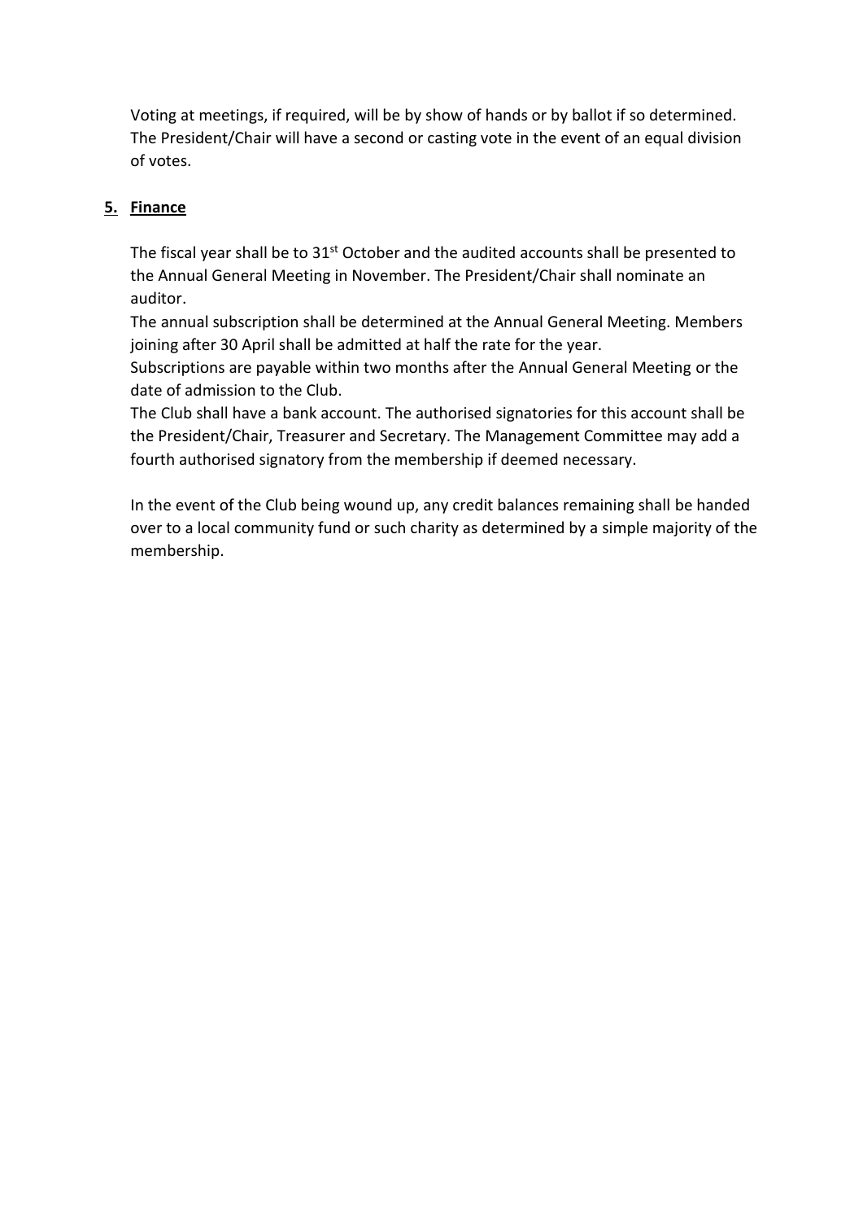Voting at meetings, if required, will be by show of hands or by ballot if so determined. The President/Chair will have a second or casting vote in the event of an equal division of votes.

## 5. Finance

The fiscal year shall be to 31st October and the audited accounts shall be presented to the Annual General Meeting in November. The President/Chair shall nominate an auditor.
The annual subscription shall be determined at the Annual General Meeting. Members joining after 30 April shall be admitted at half the rate for the year.
Subscriptions are payable within two months after the Annual General Meeting or the date of admission to the Club.
The Club shall have a bank account. The authorised signatories for this account shall be the President/Chair, Treasurer and Secretary. The Management Committee may add a fourth authorised signatory from the membership if deemed necessary.

In the event of the Club being wound up, any credit balances remaining shall be handed over to a local community fund or such charity as determined by a simple majority of the membership.